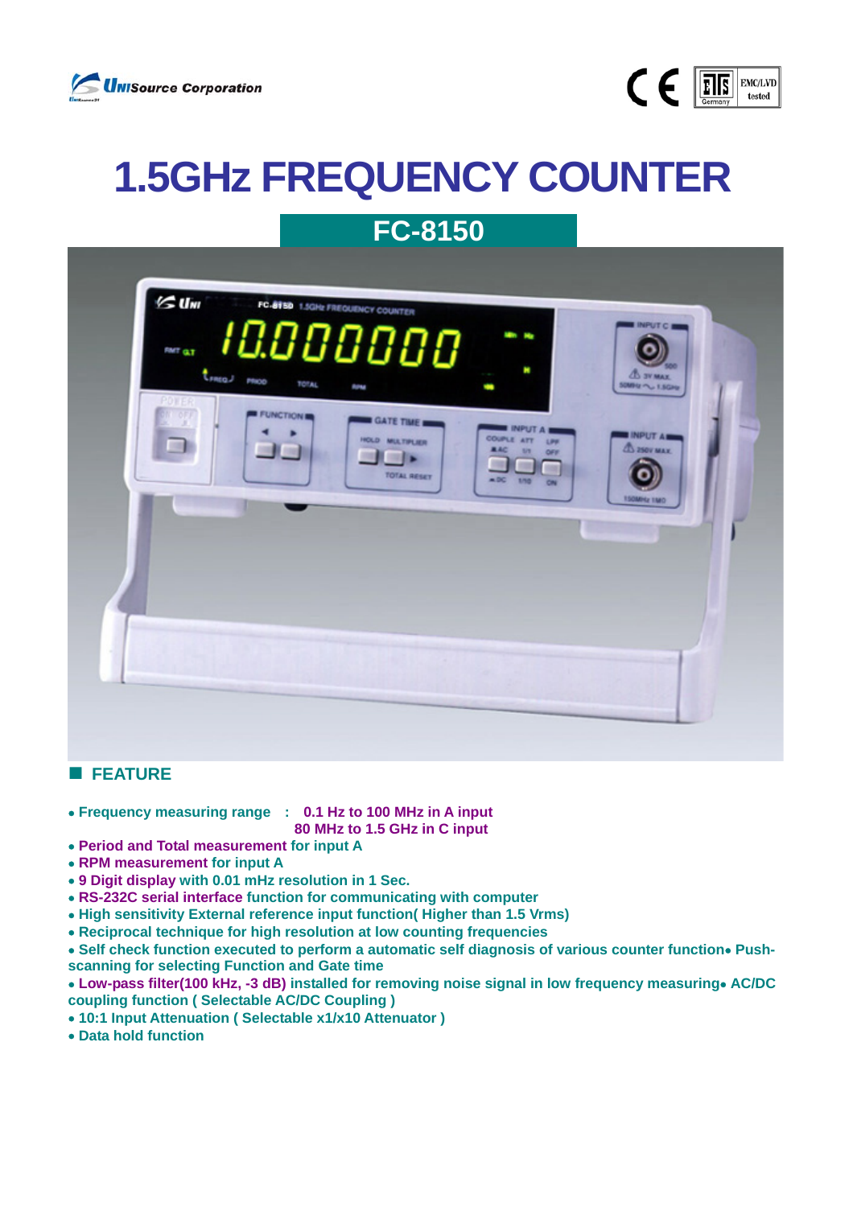UniSource Corporation

# 1.5GHz FREQUENCY COUNTER

## FC-8150

## FEATURE

- Frequency measuring range : 0.1 Hz to 100 MHz in A input
  80 MHz to 1.5 GHz in C input
- Period and Total measurement for input A
- RPM measurement for input A
- 9 Digit display with 0.01 mHz resolution in 1 Sec.
- RS-232C serial interface function for communicating with computer
- High sensitivity External reference input function( Higher than 1.5 Vrms)
- Reciprocal technique for high resolution at low counting frequencies
- Self check function executed to perform a automatic self diagnosis of various counter function
- Push-scanning for selecting Function and Gate time
- Low-pass filter(100 kHz, -3 dB) installed for removing noise signal in low frequency measuring
- AC/DC coupling function ( Selectable AC/DC Coupling )
- 10:1 Input Attenuation ( Selectable x1/x10 Attenuator )
- Data hold function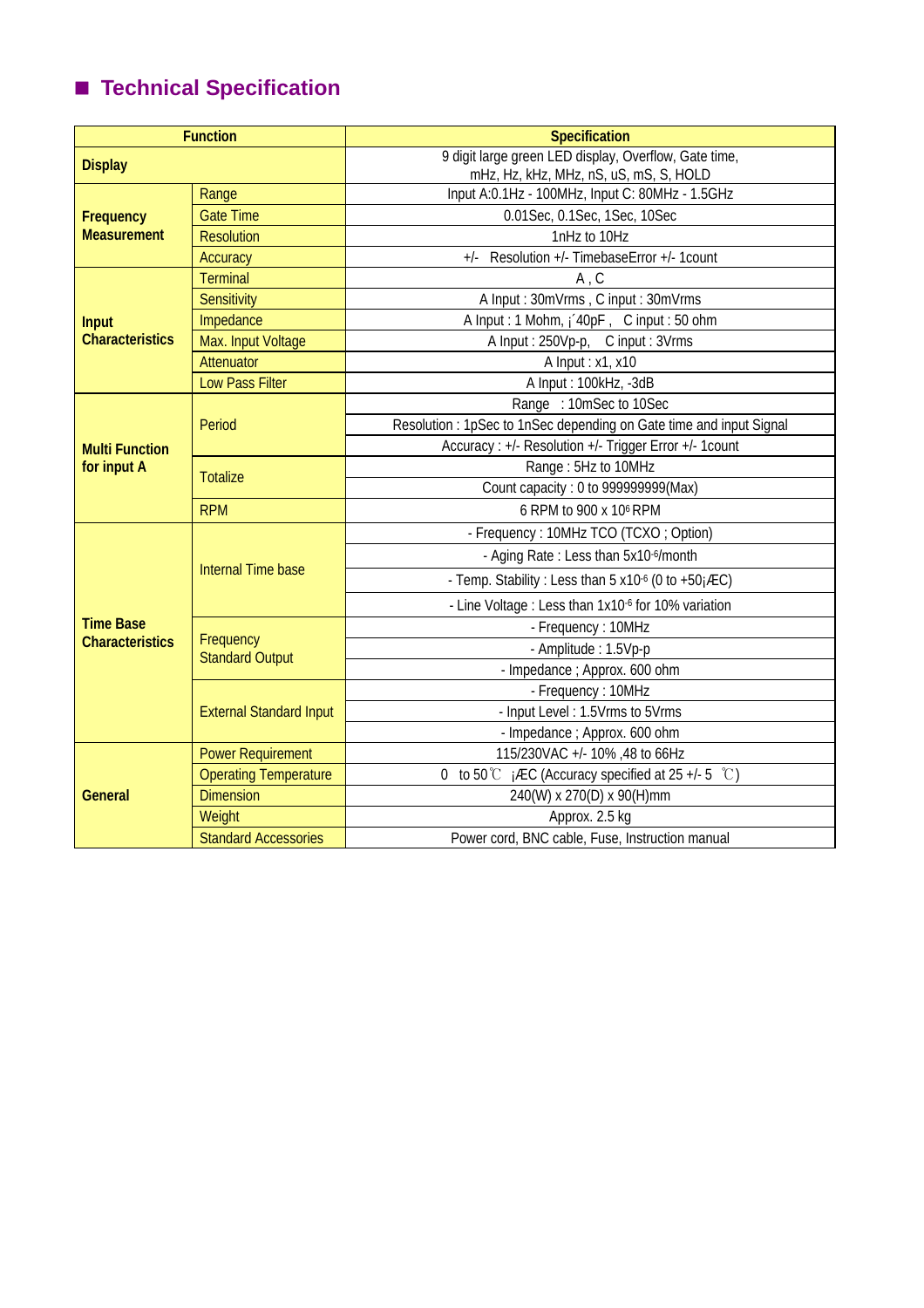## ■ Technical Specification

| Function | | Specification |
|---|---|---|
| **Display** | | 9 digit large green LED display, Overflow, Gate time, mHz, Hz, kHz, MHz, nS, uS, mS, S, HOLD |
| **Frequency Measurement** | Range | Input A:0.1Hz - 100MHz, Input C: 80MHz - 1.5GHz |
| | Gate Time | 0.01Sec, 0.1Sec, 1Sec, 10Sec |
| | Resolution | 1nHz to 10Hz |
| | Accuracy | +/- Resolution +/- TimebaseError +/- 1count |
| **Input Characteristics** | Terminal | A , C |
| | Sensitivity | A Input : 30mVrms , C input : 30mVrms |
| | Impedance | A Input : 1 Mohm, ¡´40pF , C input : 50 ohm |
| | Max. Input Voltage | A Input : 250Vp-p, C input : 3Vrms |
| | Attenuator | A Input : x1, x10 |
| | Low Pass Filter | A Input : 100kHz, -3dB |
| **Multi Function for input A** | Period | Range : 10mSec to 10Sec |
| | | Resolution : 1pSec to 1nSec depending on Gate time and input Signal |
| | | Accuracy : +/- Resolution +/- Trigger Error +/- 1count |
| | Totalize | Range : 5Hz to 10MHz |
| | | Count capacity : 0 to 999999999(Max) |
| | RPM | 6 RPM to 900 x $10^6$ RPM |
| **Time Base Characteristics** | Internal Time base | - Frequency : 10MHz TCO (TCXO ; Option) |
| | | - Aging Rate : Less than 5x$10^{-6}$/month |
| | | - Temp. Stability : Less than 5 x$10^{-6}$ (0 to +50¡ÆC) |
| | | - Line Voltage : Less than 1x$10^{-6}$ for 10% variation |
| | Frequency Standard Output | - Frequency : 10MHz |
| | | - Amplitude : 1.5Vp-p |
| | | - Impedance ; Approx. 600 ohm |
| | External Standard Input | - Frequency : 10MHz |
| | | - Input Level : 1.5Vrms to 5Vrms |
| | | - Impedance ; Approx. 600 ohm |
| **General** | Power Requirement | 115/230VAC +/- 10% ,48 to 66Hz |
| | Operating Temperature | 0 to 50℃ ¡ÆC (Accuracy specified at 25 +/- 5 ℃) |
| | Dimension | 240(W) x 270(D) x 90(H)mm |
| | Weight | Approx. 2.5 kg |
| | Standard Accessories | Power cord, BNC cable, Fuse, Instruction manual |